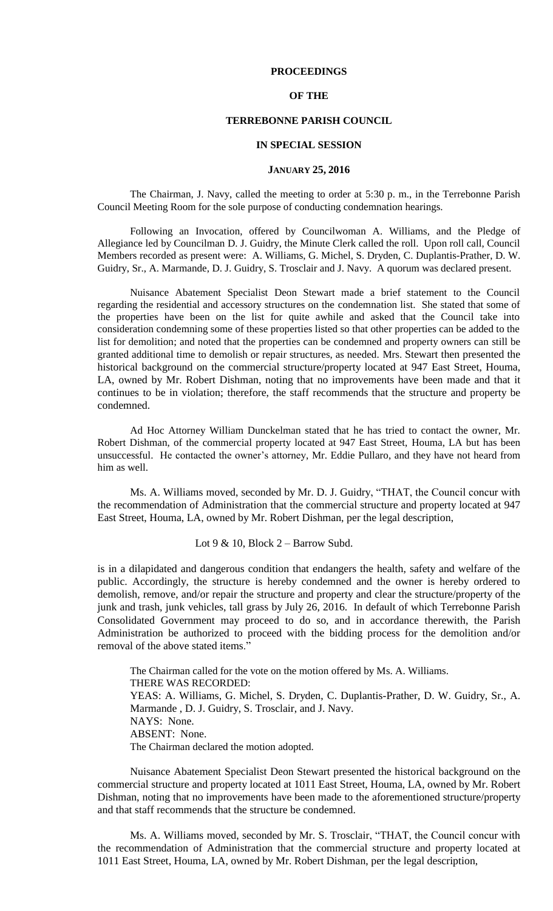# PROCEEDINGS

# OF THE

# TERREBONNE PARISH COUNCIL

# IN SPECIAL SESSION

# JANUARY 25, 2016

The Chairman, J. Navy, called the meeting to order at 5:30 p. m., in the Terrebonne Parish Council Meeting Room for the sole purpose of conducting condemnation hearings.

Following an Invocation, offered by Councilwoman A. Williams, and the Pledge of Allegiance led by Councilman D. J. Guidry, the Minute Clerk called the roll. Upon roll call, Council Members recorded as present were: A. Williams, G. Michel, S. Dryden, C. Duplantis-Prather, D. W. Guidry, Sr., A. Marmande, D. J. Guidry, S. Trosclair and J. Navy. A quorum was declared present.

Nuisance Abatement Specialist Deon Stewart made a brief statement to the Council regarding the residential and accessory structures on the condemnation list. She stated that some of the properties have been on the list for quite awhile and asked that the Council take into consideration condemning some of these properties listed so that other properties can be added to the list for demolition; and noted that the properties can be condemned and property owners can still be granted additional time to demolish or repair structures, as needed. Mrs. Stewart then presented the historical background on the commercial structure/property located at 947 East Street, Houma, LA, owned by Mr. Robert Dishman, noting that no improvements have been made and that it continues to be in violation; therefore, the staff recommends that the structure and property be condemned.

Ad Hoc Attorney William Dunckelman stated that he has tried to contact the owner, Mr. Robert Dishman, of the commercial property located at 947 East Street, Houma, LA but has been unsuccessful. He contacted the owner's attorney, Mr. Eddie Pullaro, and they have not heard from him as well.

Ms. A. Williams moved, seconded by Mr. D. J. Guidry, "THAT, the Council concur with the recommendation of Administration that the commercial structure and property located at 947 East Street, Houma, LA, owned by Mr. Robert Dishman, per the legal description,

Lot 9 & 10, Block 2 – Barrow Subd.

is in a dilapidated and dangerous condition that endangers the health, safety and welfare of the public. Accordingly, the structure is hereby condemned and the owner is hereby ordered to demolish, remove, and/or repair the structure and property and clear the structure/property of the junk and trash, junk vehicles, tall grass by July 26, 2016. In default of which Terrebonne Parish Consolidated Government may proceed to do so, and in accordance therewith, the Parish Administration be authorized to proceed with the bidding process for the demolition and/or removal of the above stated items."

The Chairman called for the vote on the motion offered by Ms. A. Williams.
THERE WAS RECORDED:
YEAS: A. Williams, G. Michel, S. Dryden, C. Duplantis-Prather, D. W. Guidry, Sr., A. Marmande , D. J. Guidry, S. Trosclair, and J. Navy.
NAYS: None.
ABSENT: None.
The Chairman declared the motion adopted.

Nuisance Abatement Specialist Deon Stewart presented the historical background on the commercial structure and property located at 1011 East Street, Houma, LA, owned by Mr. Robert Dishman, noting that no improvements have been made to the aforementioned structure/property and that staff recommends that the structure be condemned.

Ms. A. Williams moved, seconded by Mr. S. Trosclair, "THAT, the Council concur with the recommendation of Administration that the commercial structure and property located at 1011 East Street, Houma, LA, owned by Mr. Robert Dishman, per the legal description,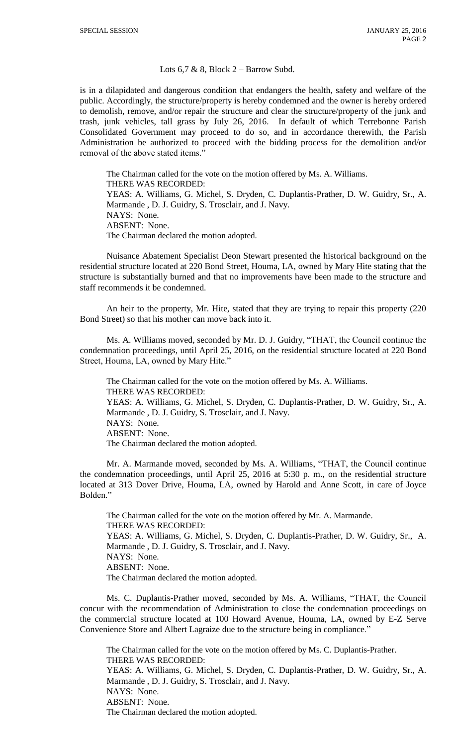Lots 6,7 & 8, Block 2 – Barrow Subd.

is in a dilapidated and dangerous condition that endangers the health, safety and welfare of the public. Accordingly, the structure/property is hereby condemned and the owner is hereby ordered to demolish, remove, and/or repair the structure and clear the structure/property of the junk and trash, junk vehicles, tall grass by July 26, 2016. In default of which Terrebonne Parish Consolidated Government may proceed to do so, and in accordance therewith, the Parish Administration be authorized to proceed with the bidding process for the demolition and/or removal of the above stated items."

The Chairman called for the vote on the motion offered by Ms. A. Williams.
THERE WAS RECORDED:
YEAS: A. Williams, G. Michel, S. Dryden, C. Duplantis-Prather, D. W. Guidry, Sr., A. Marmande , D. J. Guidry, S. Trosclair, and J. Navy.
NAYS: None.
ABSENT: None.
The Chairman declared the motion adopted.

Nuisance Abatement Specialist Deon Stewart presented the historical background on the residential structure located at 220 Bond Street, Houma, LA, owned by Mary Hite stating that the structure is substantially burned and that no improvements have been made to the structure and staff recommends it be condemned.

An heir to the property, Mr. Hite, stated that they are trying to repair this property (220 Bond Street) so that his mother can move back into it.

Ms. A. Williams moved, seconded by Mr. D. J. Guidry, "THAT, the Council continue the condemnation proceedings, until April 25, 2016, on the residential structure located at 220 Bond Street, Houma, LA, owned by Mary Hite."

The Chairman called for the vote on the motion offered by Ms. A. Williams.
THERE WAS RECORDED:
YEAS: A. Williams, G. Michel, S. Dryden, C. Duplantis-Prather, D. W. Guidry, Sr., A. Marmande , D. J. Guidry, S. Trosclair, and J. Navy.
NAYS: None.
ABSENT: None.
The Chairman declared the motion adopted.

Mr. A. Marmande moved, seconded by Ms. A. Williams, "THAT, the Council continue the condemnation proceedings, until April 25, 2016 at 5:30 p. m., on the residential structure located at 313 Dover Drive, Houma, LA, owned by Harold and Anne Scott, in care of Joyce Bolden."

The Chairman called for the vote on the motion offered by Mr. A. Marmande.
THERE WAS RECORDED:
YEAS: A. Williams, G. Michel, S. Dryden, C. Duplantis-Prather, D. W. Guidry, Sr., A. Marmande , D. J. Guidry, S. Trosclair, and J. Navy.
NAYS: None.
ABSENT: None.
The Chairman declared the motion adopted.

Ms. C. Duplantis-Prather moved, seconded by Ms. A. Williams, "THAT, the Council concur with the recommendation of Administration to close the condemnation proceedings on the commercial structure located at 100 Howard Avenue, Houma, LA, owned by E-Z Serve Convenience Store and Albert Lagraize due to the structure being in compliance."

The Chairman called for the vote on the motion offered by Ms. C. Duplantis-Prather.
THERE WAS RECORDED:
YEAS: A. Williams, G. Michel, S. Dryden, C. Duplantis-Prather, D. W. Guidry, Sr., A. Marmande , D. J. Guidry, S. Trosclair, and J. Navy.
NAYS: None.
ABSENT: None.
The Chairman declared the motion adopted.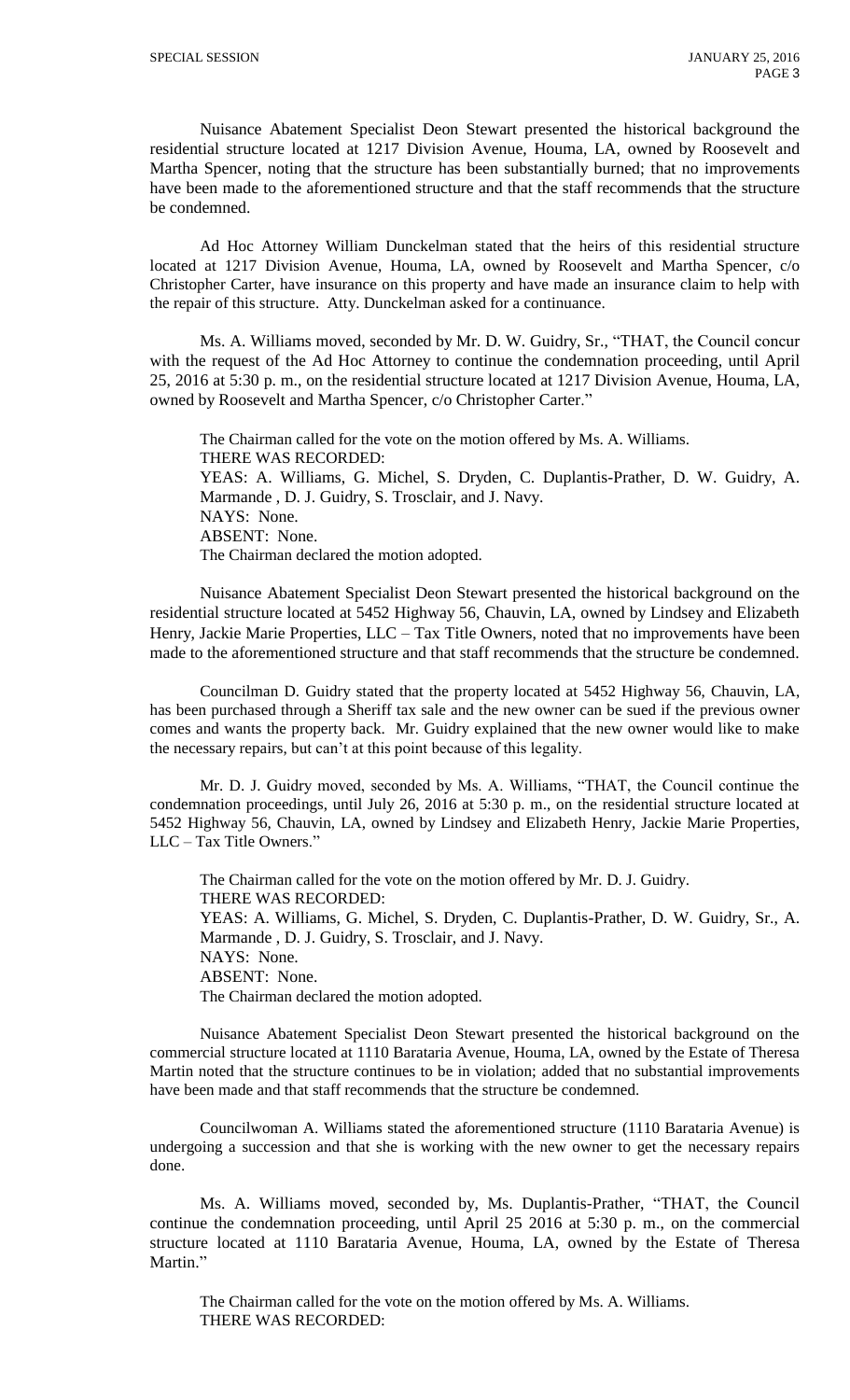Nuisance Abatement Specialist Deon Stewart presented the historical background the residential structure located at 1217 Division Avenue, Houma, LA, owned by Roosevelt and Martha Spencer, noting that the structure has been substantially burned; that no improvements have been made to the aforementioned structure and that the staff recommends that the structure be condemned.

Ad Hoc Attorney William Dunckelman stated that the heirs of this residential structure located at 1217 Division Avenue, Houma, LA, owned by Roosevelt and Martha Spencer, c/o Christopher Carter, have insurance on this property and have made an insurance claim to help with the repair of this structure. Atty. Dunckelman asked for a continuance.

Ms. A. Williams moved, seconded by Mr. D. W. Guidry, Sr., "THAT, the Council concur with the request of the Ad Hoc Attorney to continue the condemnation proceeding, until April 25, 2016 at 5:30 p. m., on the residential structure located at 1217 Division Avenue, Houma, LA, owned by Roosevelt and Martha Spencer, c/o Christopher Carter."

The Chairman called for the vote on the motion offered by Ms. A. Williams.
THERE WAS RECORDED:
YEAS: A. Williams, G. Michel, S. Dryden, C. Duplantis-Prather, D. W. Guidry, A. Marmande , D. J. Guidry, S. Trosclair, and J. Navy.
NAYS: None.
ABSENT: None.
The Chairman declared the motion adopted.

Nuisance Abatement Specialist Deon Stewart presented the historical background on the residential structure located at 5452 Highway 56, Chauvin, LA, owned by Lindsey and Elizabeth Henry, Jackie Marie Properties, LLC – Tax Title Owners, noted that no improvements have been made to the aforementioned structure and that staff recommends that the structure be condemned.

Councilman D. Guidry stated that the property located at 5452 Highway 56, Chauvin, LA, has been purchased through a Sheriff tax sale and the new owner can be sued if the previous owner comes and wants the property back. Mr. Guidry explained that the new owner would like to make the necessary repairs, but can't at this point because of this legality.

Mr. D. J. Guidry moved, seconded by Ms. A. Williams, "THAT, the Council continue the condemnation proceedings, until July 26, 2016 at 5:30 p. m., on the residential structure located at 5452 Highway 56, Chauvin, LA, owned by Lindsey and Elizabeth Henry, Jackie Marie Properties, LLC – Tax Title Owners."

The Chairman called for the vote on the motion offered by Mr. D. J. Guidry.
THERE WAS RECORDED:
YEAS: A. Williams, G. Michel, S. Dryden, C. Duplantis-Prather, D. W. Guidry, Sr., A. Marmande , D. J. Guidry, S. Trosclair, and J. Navy.
NAYS: None.
ABSENT: None.
The Chairman declared the motion adopted.

Nuisance Abatement Specialist Deon Stewart presented the historical background on the commercial structure located at 1110 Barataria Avenue, Houma, LA, owned by the Estate of Theresa Martin noted that the structure continues to be in violation; added that no substantial improvements have been made and that staff recommends that the structure be condemned.

Councilwoman A. Williams stated the aforementioned structure (1110 Barataria Avenue) is undergoing a succession and that she is working with the new owner to get the necessary repairs done.

Ms. A. Williams moved, seconded by, Ms. Duplantis-Prather, "THAT, the Council continue the condemnation proceeding, until April 25 2016 at 5:30 p. m., on the commercial structure located at 1110 Barataria Avenue, Houma, LA, owned by the Estate of Theresa Martin."

The Chairman called for the vote on the motion offered by Ms. A. Williams.
THERE WAS RECORDED: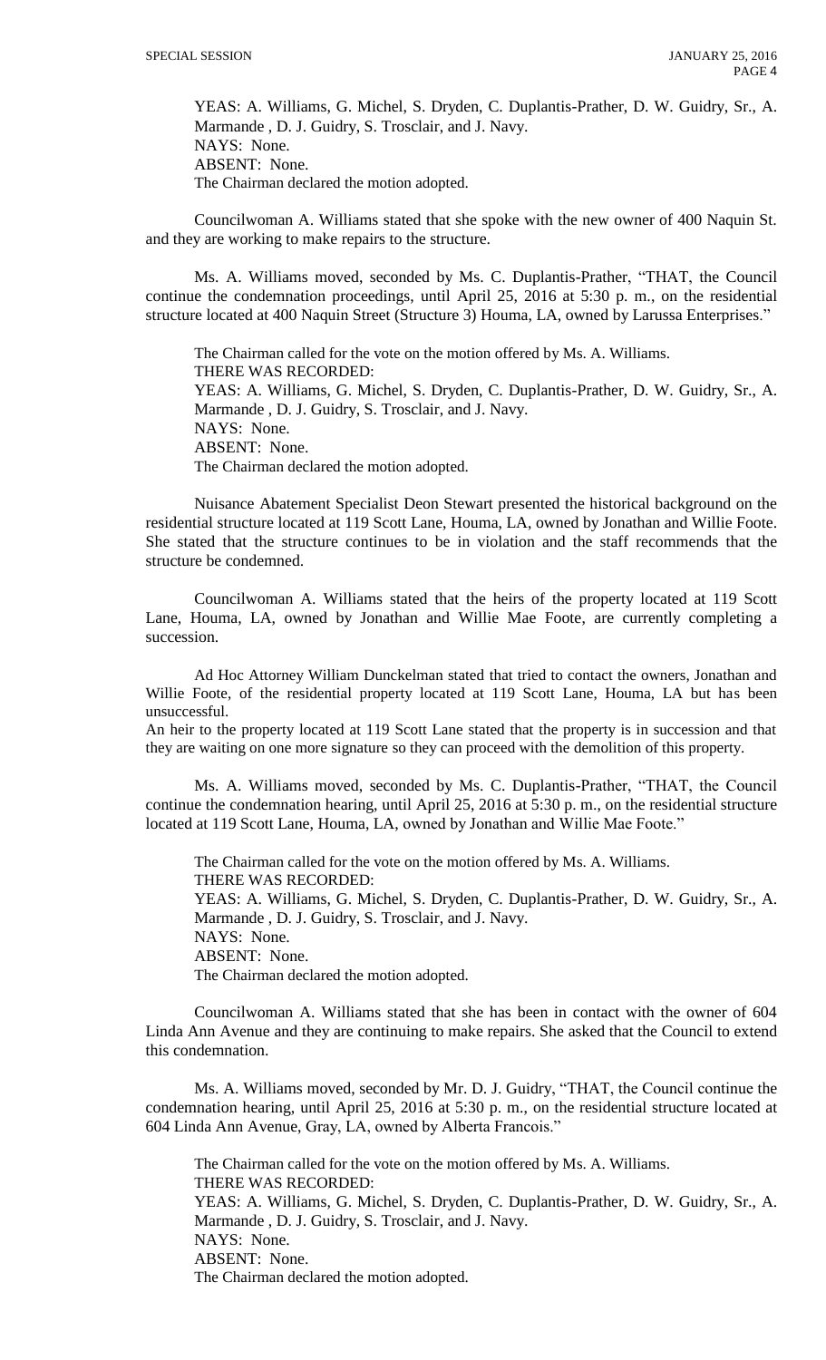YEAS: A. Williams, G. Michel, S. Dryden, C. Duplantis-Prather, D. W. Guidry, Sr., A. Marmande , D. J. Guidry, S. Trosclair, and J. Navy.
NAYS: None.
ABSENT: None.
The Chairman declared the motion adopted.

Councilwoman A. Williams stated that she spoke with the new owner of 400 Naquin St. and they are working to make repairs to the structure.

Ms. A. Williams moved, seconded by Ms. C. Duplantis-Prather, "THAT, the Council continue the condemnation proceedings, until April 25, 2016 at 5:30 p. m., on the residential structure located at 400 Naquin Street (Structure 3) Houma, LA, owned by Larussa Enterprises."

The Chairman called for the vote on the motion offered by Ms. A. Williams.
THERE WAS RECORDED:
YEAS: A. Williams, G. Michel, S. Dryden, C. Duplantis-Prather, D. W. Guidry, Sr., A. Marmande , D. J. Guidry, S. Trosclair, and J. Navy.
NAYS: None.
ABSENT: None.
The Chairman declared the motion adopted.

Nuisance Abatement Specialist Deon Stewart presented the historical background on the residential structure located at 119 Scott Lane, Houma, LA, owned by Jonathan and Willie Foote. She stated that the structure continues to be in violation and the staff recommends that the structure be condemned.

Councilwoman A. Williams stated that the heirs of the property located at 119 Scott Lane, Houma, LA, owned by Jonathan and Willie Mae Foote, are currently completing a succession.

Ad Hoc Attorney William Dunckelman stated that tried to contact the owners, Jonathan and Willie Foote, of the residential property located at 119 Scott Lane, Houma, LA but has been unsuccessful.
An heir to the property located at 119 Scott Lane stated that the property is in succession and that they are waiting on one more signature so they can proceed with the demolition of this property.

Ms. A. Williams moved, seconded by Ms. C. Duplantis-Prather, "THAT, the Council continue the condemnation hearing, until April 25, 2016 at 5:30 p. m., on the residential structure located at 119 Scott Lane, Houma, LA, owned by Jonathan and Willie Mae Foote."

The Chairman called for the vote on the motion offered by Ms. A. Williams.
THERE WAS RECORDED:
YEAS: A. Williams, G. Michel, S. Dryden, C. Duplantis-Prather, D. W. Guidry, Sr., A. Marmande , D. J. Guidry, S. Trosclair, and J. Navy.
NAYS: None.
ABSENT: None.
The Chairman declared the motion adopted.

Councilwoman A. Williams stated that she has been in contact with the owner of 604 Linda Ann Avenue and they are continuing to make repairs. She asked that the Council to extend this condemnation.

Ms. A. Williams moved, seconded by Mr. D. J. Guidry, "THAT, the Council continue the condemnation hearing, until April 25, 2016 at 5:30 p. m., on the residential structure located at 604 Linda Ann Avenue, Gray, LA, owned by Alberta Francois."

The Chairman called for the vote on the motion offered by Ms. A. Williams.
THERE WAS RECORDED:
YEAS: A. Williams, G. Michel, S. Dryden, C. Duplantis-Prather, D. W. Guidry, Sr., A. Marmande , D. J. Guidry, S. Trosclair, and J. Navy.
NAYS: None.
ABSENT: None.
The Chairman declared the motion adopted.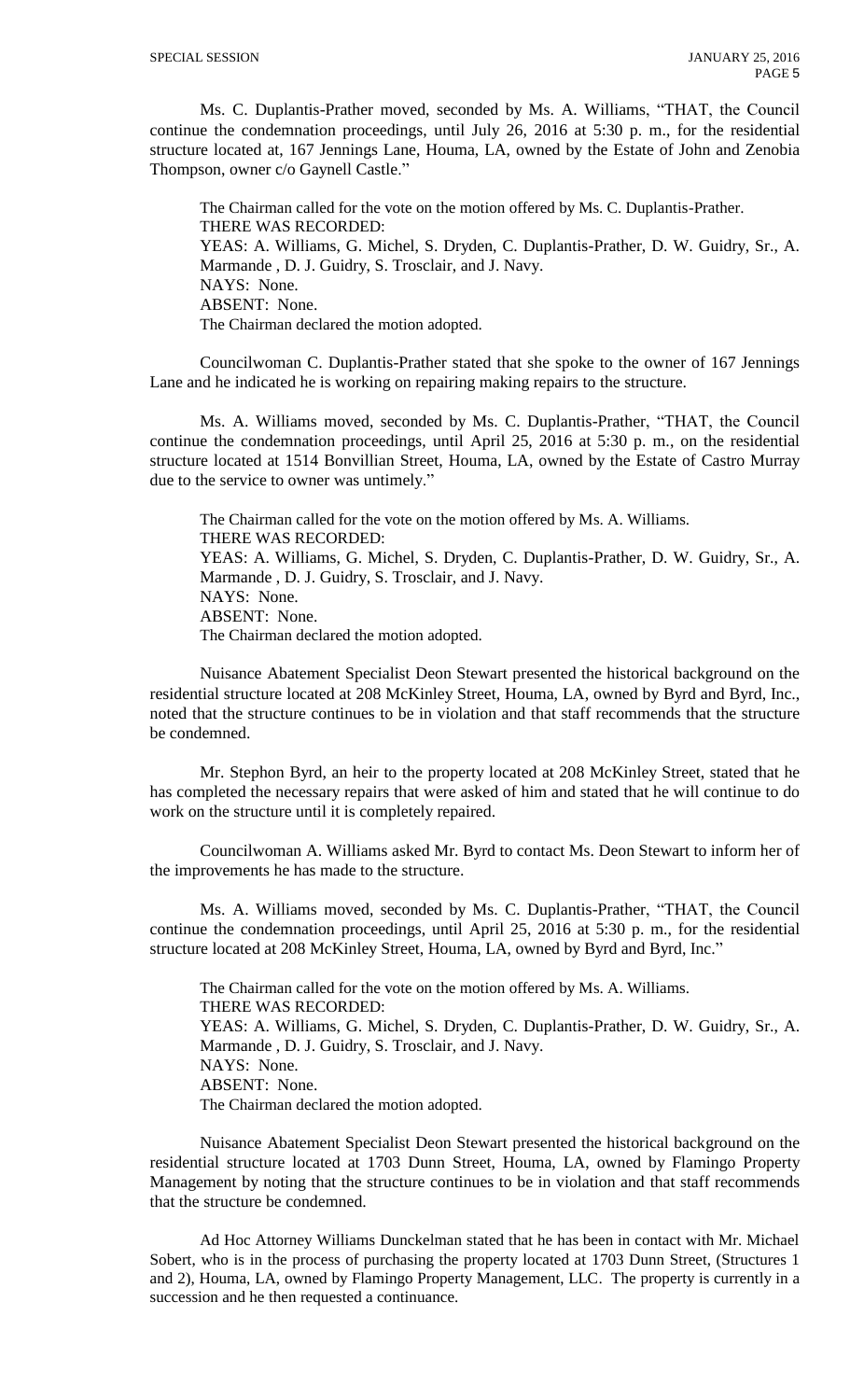Ms. C. Duplantis-Prather moved, seconded by Ms. A. Williams, "THAT, the Council continue the condemnation proceedings, until July 26, 2016 at 5:30 p. m., for the residential structure located at, 167 Jennings Lane, Houma, LA, owned by the Estate of John and Zenobia Thompson, owner c/o Gaynell Castle."

The Chairman called for the vote on the motion offered by Ms. C. Duplantis-Prather.
THERE WAS RECORDED:
YEAS: A. Williams, G. Michel, S. Dryden, C. Duplantis-Prather, D. W. Guidry, Sr., A. Marmande , D. J. Guidry, S. Trosclair, and J. Navy.
NAYS: None.
ABSENT: None.
The Chairman declared the motion adopted.

Councilwoman C. Duplantis-Prather stated that she spoke to the owner of 167 Jennings Lane and he indicated he is working on repairing making repairs to the structure.

Ms. A. Williams moved, seconded by Ms. C. Duplantis-Prather, "THAT, the Council continue the condemnation proceedings, until April 25, 2016 at 5:30 p. m., on the residential structure located at 1514 Bonvillian Street, Houma, LA, owned by the Estate of Castro Murray due to the service to owner was untimely."

The Chairman called for the vote on the motion offered by Ms. A. Williams.
THERE WAS RECORDED:
YEAS: A. Williams, G. Michel, S. Dryden, C. Duplantis-Prather, D. W. Guidry, Sr., A. Marmande , D. J. Guidry, S. Trosclair, and J. Navy.
NAYS: None.
ABSENT: None.
The Chairman declared the motion adopted.

Nuisance Abatement Specialist Deon Stewart presented the historical background on the residential structure located at 208 McKinley Street, Houma, LA, owned by Byrd and Byrd, Inc., noted that the structure continues to be in violation and that staff recommends that the structure be condemned.

Mr. Stephon Byrd, an heir to the property located at 208 McKinley Street, stated that he has completed the necessary repairs that were asked of him and stated that he will continue to do work on the structure until it is completely repaired.

Councilwoman A. Williams asked Mr. Byrd to contact Ms. Deon Stewart to inform her of the improvements he has made to the structure.

Ms. A. Williams moved, seconded by Ms. C. Duplantis-Prather, "THAT, the Council continue the condemnation proceedings, until April 25, 2016 at 5:30 p. m., for the residential structure located at 208 McKinley Street, Houma, LA, owned by Byrd and Byrd, Inc."

The Chairman called for the vote on the motion offered by Ms. A. Williams.
THERE WAS RECORDED:
YEAS: A. Williams, G. Michel, S. Dryden, C. Duplantis-Prather, D. W. Guidry, Sr., A. Marmande , D. J. Guidry, S. Trosclair, and J. Navy.
NAYS: None.
ABSENT: None.
The Chairman declared the motion adopted.

Nuisance Abatement Specialist Deon Stewart presented the historical background on the residential structure located at 1703 Dunn Street, Houma, LA, owned by Flamingo Property Management by noting that the structure continues to be in violation and that staff recommends that the structure be condemned.

Ad Hoc Attorney Williams Dunckelman stated that he has been in contact with Mr. Michael Sobert, who is in the process of purchasing the property located at 1703 Dunn Street, (Structures 1 and 2), Houma, LA, owned by Flamingo Property Management, LLC. The property is currently in a succession and he then requested a continuance.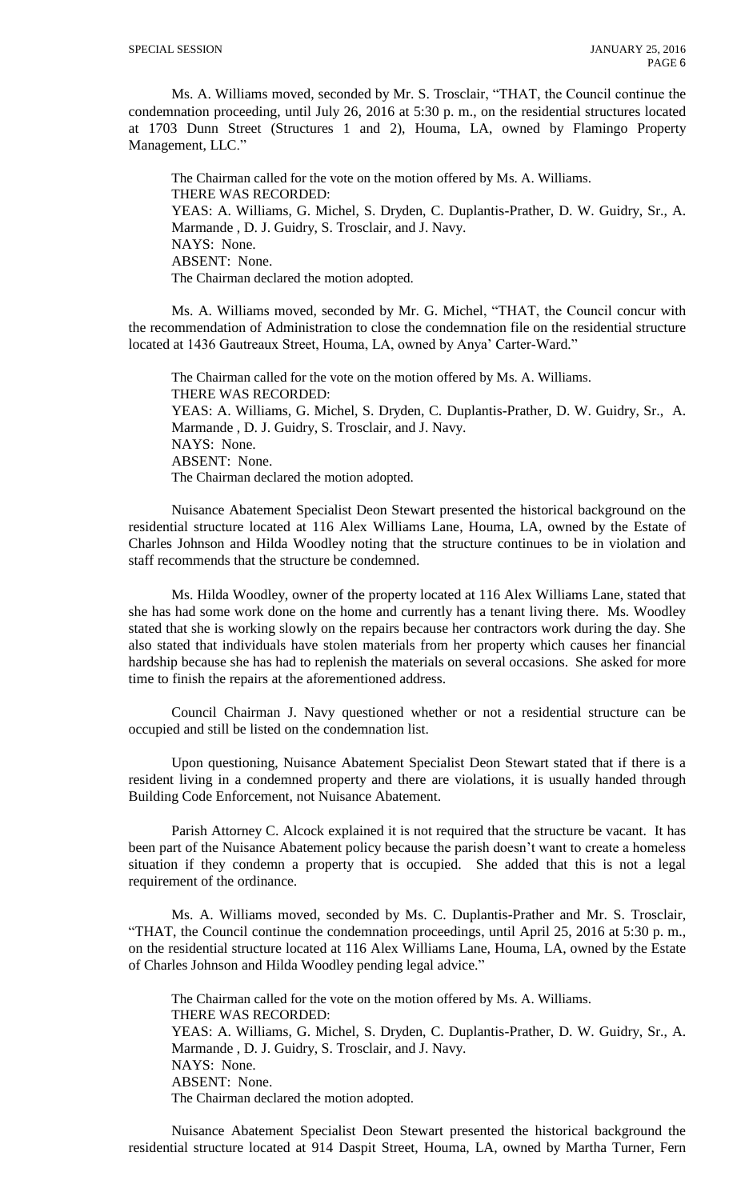Ms. A. Williams moved, seconded by Mr. S. Trosclair, "THAT, the Council continue the condemnation proceeding, until July 26, 2016 at 5:30 p. m., on the residential structures located at 1703 Dunn Street (Structures 1 and 2), Houma, LA, owned by Flamingo Property Management, LLC."

The Chairman called for the vote on the motion offered by Ms. A. Williams.
THERE WAS RECORDED:
YEAS: A. Williams, G. Michel, S. Dryden, C. Duplantis-Prather, D. W. Guidry, Sr., A. Marmande , D. J. Guidry, S. Trosclair, and J. Navy.
NAYS: None.
ABSENT: None.
The Chairman declared the motion adopted.

Ms. A. Williams moved, seconded by Mr. G. Michel, "THAT, the Council concur with the recommendation of Administration to close the condemnation file on the residential structure located at 1436 Gautreaux Street, Houma, LA, owned by Anya' Carter-Ward."

The Chairman called for the vote on the motion offered by Ms. A. Williams.
THERE WAS RECORDED:
YEAS: A. Williams, G. Michel, S. Dryden, C. Duplantis-Prather, D. W. Guidry, Sr., A. Marmande , D. J. Guidry, S. Trosclair, and J. Navy.
NAYS: None.
ABSENT: None.
The Chairman declared the motion adopted.

Nuisance Abatement Specialist Deon Stewart presented the historical background on the residential structure located at 116 Alex Williams Lane, Houma, LA, owned by the Estate of Charles Johnson and Hilda Woodley noting that the structure continues to be in violation and staff recommends that the structure be condemned.

Ms. Hilda Woodley, owner of the property located at 116 Alex Williams Lane, stated that she has had some work done on the home and currently has a tenant living there. Ms. Woodley stated that she is working slowly on the repairs because her contractors work during the day. She also stated that individuals have stolen materials from her property which causes her financial hardship because she has had to replenish the materials on several occasions. She asked for more time to finish the repairs at the aforementioned address.

Council Chairman J. Navy questioned whether or not a residential structure can be occupied and still be listed on the condemnation list.

Upon questioning, Nuisance Abatement Specialist Deon Stewart stated that if there is a resident living in a condemned property and there are violations, it is usually handed through Building Code Enforcement, not Nuisance Abatement.

Parish Attorney C. Alcock explained it is not required that the structure be vacant. It has been part of the Nuisance Abatement policy because the parish doesn't want to create a homeless situation if they condemn a property that is occupied. She added that this is not a legal requirement of the ordinance.

Ms. A. Williams moved, seconded by Ms. C. Duplantis-Prather and Mr. S. Trosclair, "THAT, the Council continue the condemnation proceedings, until April 25, 2016 at 5:30 p. m., on the residential structure located at 116 Alex Williams Lane, Houma, LA, owned by the Estate of Charles Johnson and Hilda Woodley pending legal advice."

The Chairman called for the vote on the motion offered by Ms. A. Williams.
THERE WAS RECORDED:
YEAS: A. Williams, G. Michel, S. Dryden, C. Duplantis-Prather, D. W. Guidry, Sr., A. Marmande , D. J. Guidry, S. Trosclair, and J. Navy.
NAYS: None.
ABSENT: None.
The Chairman declared the motion adopted.

Nuisance Abatement Specialist Deon Stewart presented the historical background the residential structure located at 914 Daspit Street, Houma, LA, owned by Martha Turner, Fern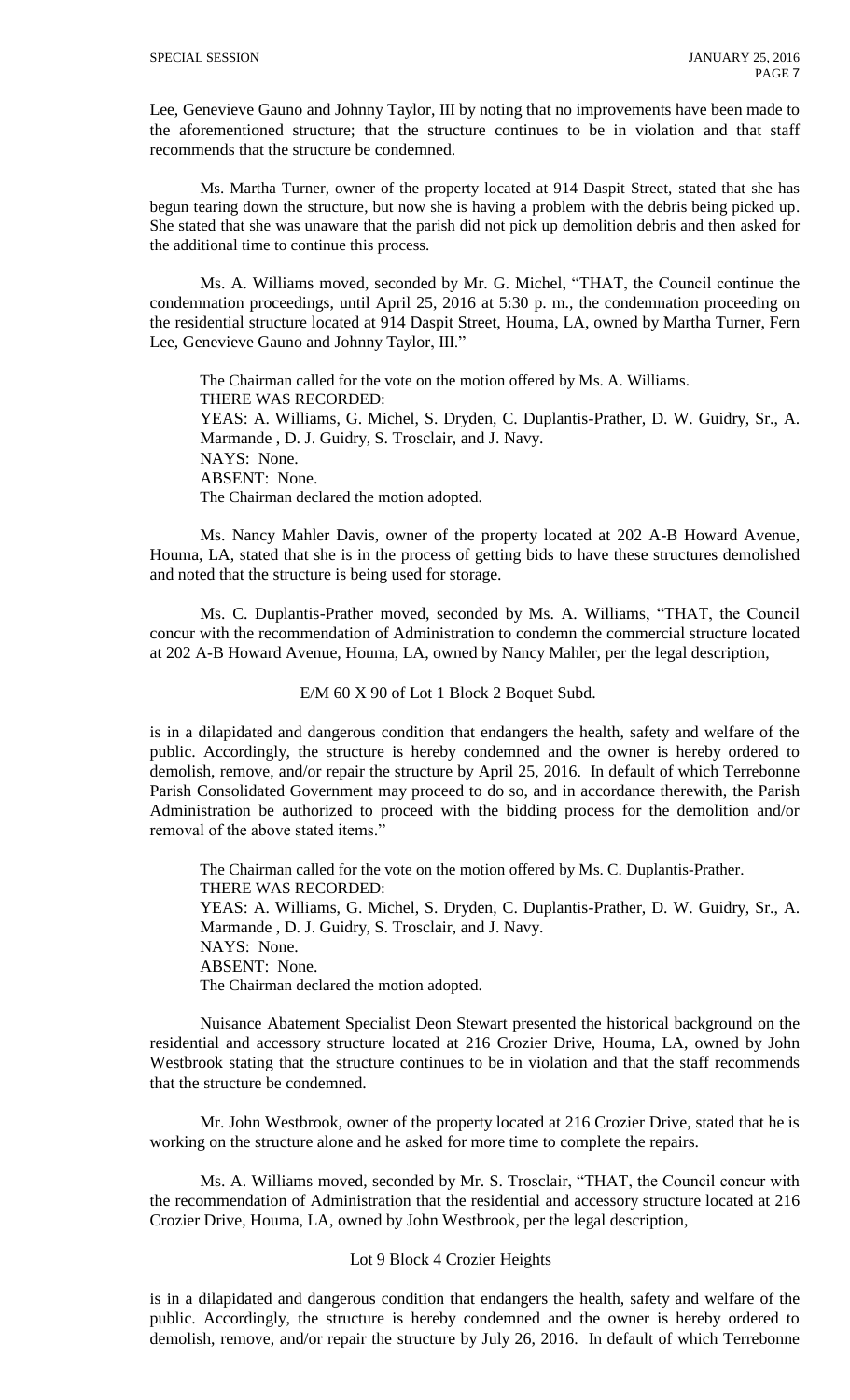Lee, Genevieve Gauno and Johnny Taylor, III by noting that no improvements have been made to the aforementioned structure; that the structure continues to be in violation and that staff recommends that the structure be condemned.

Ms. Martha Turner, owner of the property located at 914 Daspit Street, stated that she has begun tearing down the structure, but now she is having a problem with the debris being picked up. She stated that she was unaware that the parish did not pick up demolition debris and then asked for the additional time to continue this process.

Ms. A. Williams moved, seconded by Mr. G. Michel, "THAT, the Council continue the condemnation proceedings, until April 25, 2016 at 5:30 p. m., the condemnation proceeding on the residential structure located at 914 Daspit Street, Houma, LA, owned by Martha Turner, Fern Lee, Genevieve Gauno and Johnny Taylor, III."

The Chairman called for the vote on the motion offered by Ms. A. Williams.
THERE WAS RECORDED:
YEAS: A. Williams, G. Michel, S. Dryden, C. Duplantis-Prather, D. W. Guidry, Sr., A. Marmande , D. J. Guidry, S. Trosclair, and J. Navy.
NAYS: None.
ABSENT: None.
The Chairman declared the motion adopted.

Ms. Nancy Mahler Davis, owner of the property located at 202 A-B Howard Avenue, Houma, LA, stated that she is in the process of getting bids to have these structures demolished and noted that the structure is being used for storage.

Ms. C. Duplantis-Prather moved, seconded by Ms. A. Williams, "THAT, the Council concur with the recommendation of Administration to condemn the commercial structure located at 202 A-B Howard Avenue, Houma, LA, owned by Nancy Mahler, per the legal description,

E/M 60 X 90 of Lot 1 Block 2 Boquet Subd.

is in a dilapidated and dangerous condition that endangers the health, safety and welfare of the public. Accordingly, the structure is hereby condemned and the owner is hereby ordered to demolish, remove, and/or repair the structure by April 25, 2016. In default of which Terrebonne Parish Consolidated Government may proceed to do so, and in accordance therewith, the Parish Administration be authorized to proceed with the bidding process for the demolition and/or removal of the above stated items."

The Chairman called for the vote on the motion offered by Ms. C. Duplantis-Prather.
THERE WAS RECORDED:
YEAS: A. Williams, G. Michel, S. Dryden, C. Duplantis-Prather, D. W. Guidry, Sr., A. Marmande , D. J. Guidry, S. Trosclair, and J. Navy.
NAYS: None.
ABSENT: None.
The Chairman declared the motion adopted.

Nuisance Abatement Specialist Deon Stewart presented the historical background on the residential and accessory structure located at 216 Crozier Drive, Houma, LA, owned by John Westbrook stating that the structure continues to be in violation and that the staff recommends that the structure be condemned.

Mr. John Westbrook, owner of the property located at 216 Crozier Drive, stated that he is working on the structure alone and he asked for more time to complete the repairs.

Ms. A. Williams moved, seconded by Mr. S. Trosclair, "THAT, the Council concur with the recommendation of Administration that the residential and accessory structure located at 216 Crozier Drive, Houma, LA, owned by John Westbrook, per the legal description,

Lot 9 Block 4 Crozier Heights

is in a dilapidated and dangerous condition that endangers the health, safety and welfare of the public. Accordingly, the structure is hereby condemned and the owner is hereby ordered to demolish, remove, and/or repair the structure by July 26, 2016. In default of which Terrebonne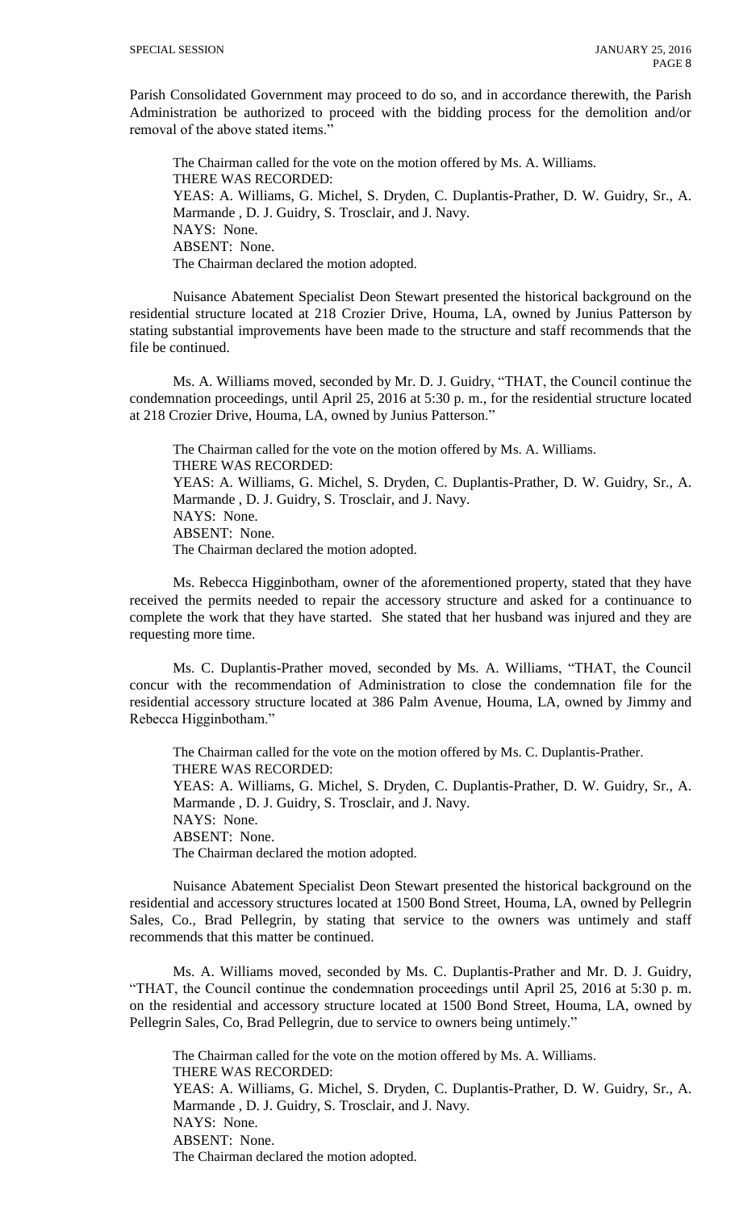Parish Consolidated Government may proceed to do so, and in accordance therewith, the Parish Administration be authorized to proceed with the bidding process for the demolition and/or removal of the above stated items."

The Chairman called for the vote on the motion offered by Ms. A. Williams.
THERE WAS RECORDED:
YEAS: A. Williams, G. Michel, S. Dryden, C. Duplantis-Prather, D. W. Guidry, Sr., A. Marmande , D. J. Guidry, S. Trosclair, and J. Navy.
NAYS: None.
ABSENT: None.
The Chairman declared the motion adopted.

Nuisance Abatement Specialist Deon Stewart presented the historical background on the residential structure located at 218 Crozier Drive, Houma, LA, owned by Junius Patterson by stating substantial improvements have been made to the structure and staff recommends that the file be continued.

Ms. A. Williams moved, seconded by Mr. D. J. Guidry, "THAT, the Council continue the condemnation proceedings, until April 25, 2016 at 5:30 p. m., for the residential structure located at 218 Crozier Drive, Houma, LA, owned by Junius Patterson."

The Chairman called for the vote on the motion offered by Ms. A. Williams.
THERE WAS RECORDED:
YEAS: A. Williams, G. Michel, S. Dryden, C. Duplantis-Prather, D. W. Guidry, Sr., A. Marmande , D. J. Guidry, S. Trosclair, and J. Navy.
NAYS: None.
ABSENT: None.
The Chairman declared the motion adopted.

Ms. Rebecca Higginbotham, owner of the aforementioned property, stated that they have received the permits needed to repair the accessory structure and asked for a continuance to complete the work that they have started. She stated that her husband was injured and they are requesting more time.

Ms. C. Duplantis-Prather moved, seconded by Ms. A. Williams, "THAT, the Council concur with the recommendation of Administration to close the condemnation file for the residential accessory structure located at 386 Palm Avenue, Houma, LA, owned by Jimmy and Rebecca Higginbotham."

The Chairman called for the vote on the motion offered by Ms. C. Duplantis-Prather.
THERE WAS RECORDED:
YEAS: A. Williams, G. Michel, S. Dryden, C. Duplantis-Prather, D. W. Guidry, Sr., A. Marmande , D. J. Guidry, S. Trosclair, and J. Navy.
NAYS: None.
ABSENT: None.
The Chairman declared the motion adopted.

Nuisance Abatement Specialist Deon Stewart presented the historical background on the residential and accessory structures located at 1500 Bond Street, Houma, LA, owned by Pellegrin Sales, Co., Brad Pellegrin, by stating that service to the owners was untimely and staff recommends that this matter be continued.

Ms. A. Williams moved, seconded by Ms. C. Duplantis-Prather and Mr. D. J. Guidry, "THAT, the Council continue the condemnation proceedings until April 25, 2016 at 5:30 p. m. on the residential and accessory structure located at 1500 Bond Street, Houma, LA, owned by Pellegrin Sales, Co, Brad Pellegrin, due to service to owners being untimely."

The Chairman called for the vote on the motion offered by Ms. A. Williams.
THERE WAS RECORDED:
YEAS: A. Williams, G. Michel, S. Dryden, C. Duplantis-Prather, D. W. Guidry, Sr., A. Marmande , D. J. Guidry, S. Trosclair, and J. Navy.
NAYS: None.
ABSENT: None.
The Chairman declared the motion adopted.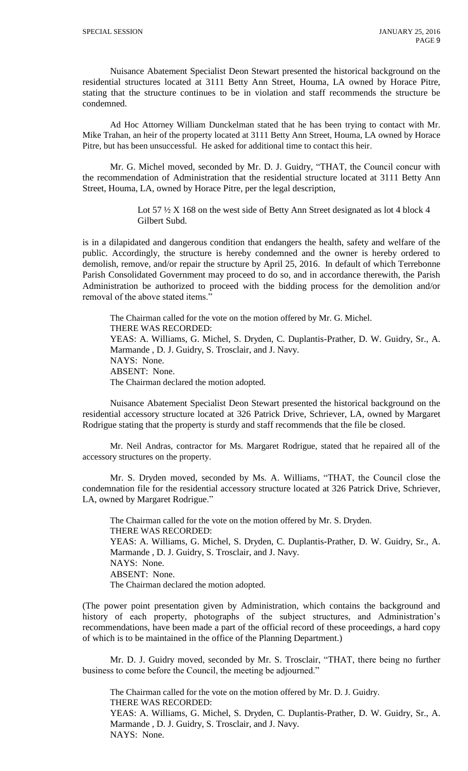Nuisance Abatement Specialist Deon Stewart presented the historical background on the residential structures located at 3111 Betty Ann Street, Houma, LA owned by Horace Pitre, stating that the structure continues to be in violation and staff recommends the structure be condemned.

Ad Hoc Attorney William Dunckelman stated that he has been trying to contact with Mr. Mike Trahan, an heir of the property located at 3111 Betty Ann Street, Houma, LA owned by Horace Pitre, but has been unsuccessful. He asked for additional time to contact this heir.

Mr. G. Michel moved, seconded by Mr. D. J. Guidry, "THAT, the Council concur with the recommendation of Administration that the residential structure located at 3111 Betty Ann Street, Houma, LA, owned by Horace Pitre, per the legal description,

> Lot 57 ½ X 168 on the west side of Betty Ann Street designated as lot 4 block 4 Gilbert Subd.

is in a dilapidated and dangerous condition that endangers the health, safety and welfare of the public. Accordingly, the structure is hereby condemned and the owner is hereby ordered to demolish, remove, and/or repair the structure by April 25, 2016. In default of which Terrebonne Parish Consolidated Government may proceed to do so, and in accordance therewith, the Parish Administration be authorized to proceed with the bidding process for the demolition and/or removal of the above stated items."

The Chairman called for the vote on the motion offered by Mr. G. Michel.
THERE WAS RECORDED:
YEAS: A. Williams, G. Michel, S. Dryden, C. Duplantis-Prather, D. W. Guidry, Sr., A. Marmande , D. J. Guidry, S. Trosclair, and J. Navy.
NAYS: None.
ABSENT: None.
The Chairman declared the motion adopted.

Nuisance Abatement Specialist Deon Stewart presented the historical background on the residential accessory structure located at 326 Patrick Drive, Schriever, LA, owned by Margaret Rodrigue stating that the property is sturdy and staff recommends that the file be closed.

Mr. Neil Andras, contractor for Ms. Margaret Rodrigue, stated that he repaired all of the accessory structures on the property.

Mr. S. Dryden moved, seconded by Ms. A. Williams, "THAT, the Council close the condemnation file for the residential accessory structure located at 326 Patrick Drive, Schriever, LA, owned by Margaret Rodrigue."

The Chairman called for the vote on the motion offered by Mr. S. Dryden.
THERE WAS RECORDED:
YEAS: A. Williams, G. Michel, S. Dryden, C. Duplantis-Prather, D. W. Guidry, Sr., A. Marmande , D. J. Guidry, S. Trosclair, and J. Navy.
NAYS: None.
ABSENT: None.
The Chairman declared the motion adopted.

(The power point presentation given by Administration, which contains the background and history of each property, photographs of the subject structures, and Administration's recommendations, have been made a part of the official record of these proceedings, a hard copy of which is to be maintained in the office of the Planning Department.)

Mr. D. J. Guidry moved, seconded by Mr. S. Trosclair, "THAT, there being no further business to come before the Council, the meeting be adjourned."

The Chairman called for the vote on the motion offered by Mr. D. J. Guidry.
THERE WAS RECORDED:
YEAS: A. Williams, G. Michel, S. Dryden, C. Duplantis-Prather, D. W. Guidry, Sr., A. Marmande , D. J. Guidry, S. Trosclair, and J. Navy.
NAYS: None.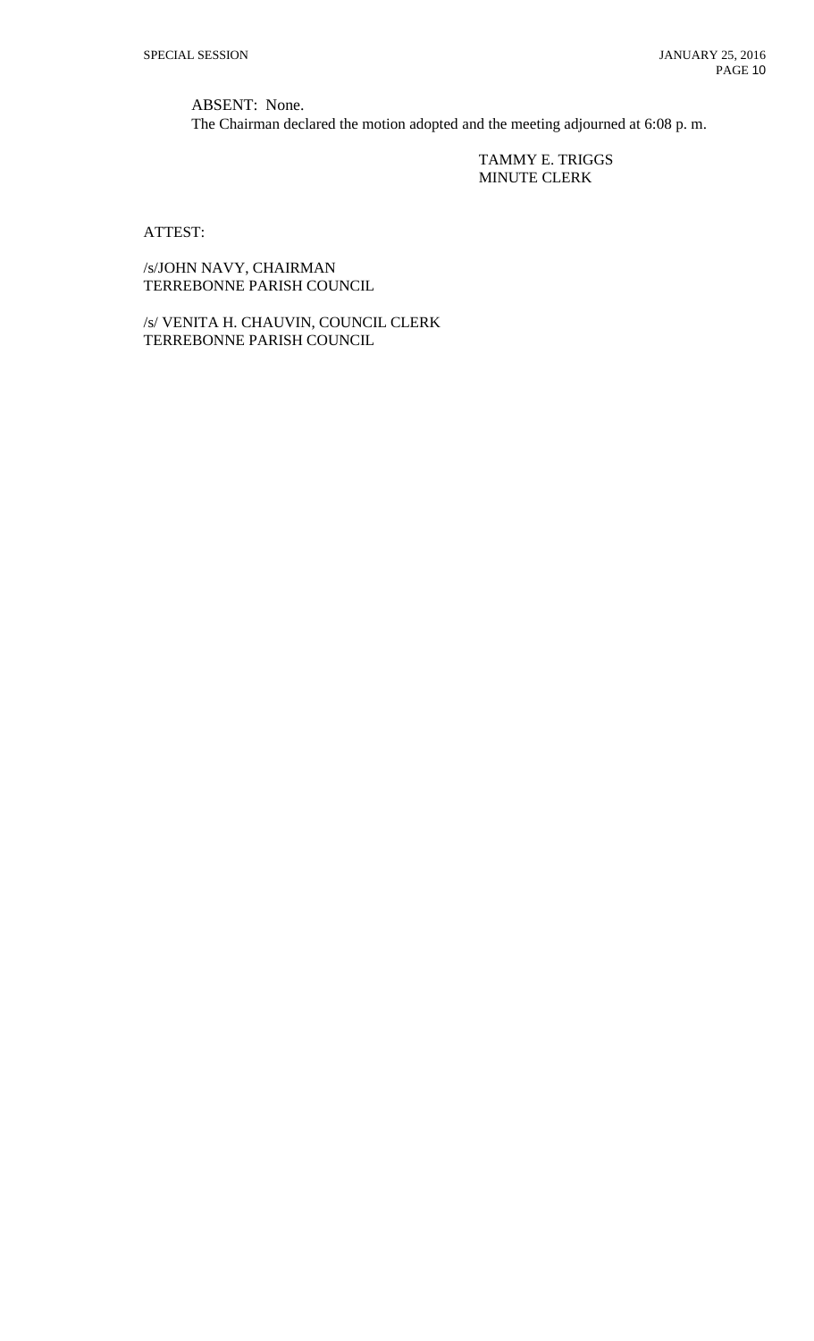ABSENT: None.

The Chairman declared the motion adopted and the meeting adjourned at 6:08 p. m.

TAMMY E. TRIGGS
MINUTE CLERK

ATTEST:

/s/JOHN NAVY, CHAIRMAN
TERREBONNE PARISH COUNCIL

/s/ VENITA H. CHAUVIN, COUNCIL CLERK
TERREBONNE PARISH COUNCIL